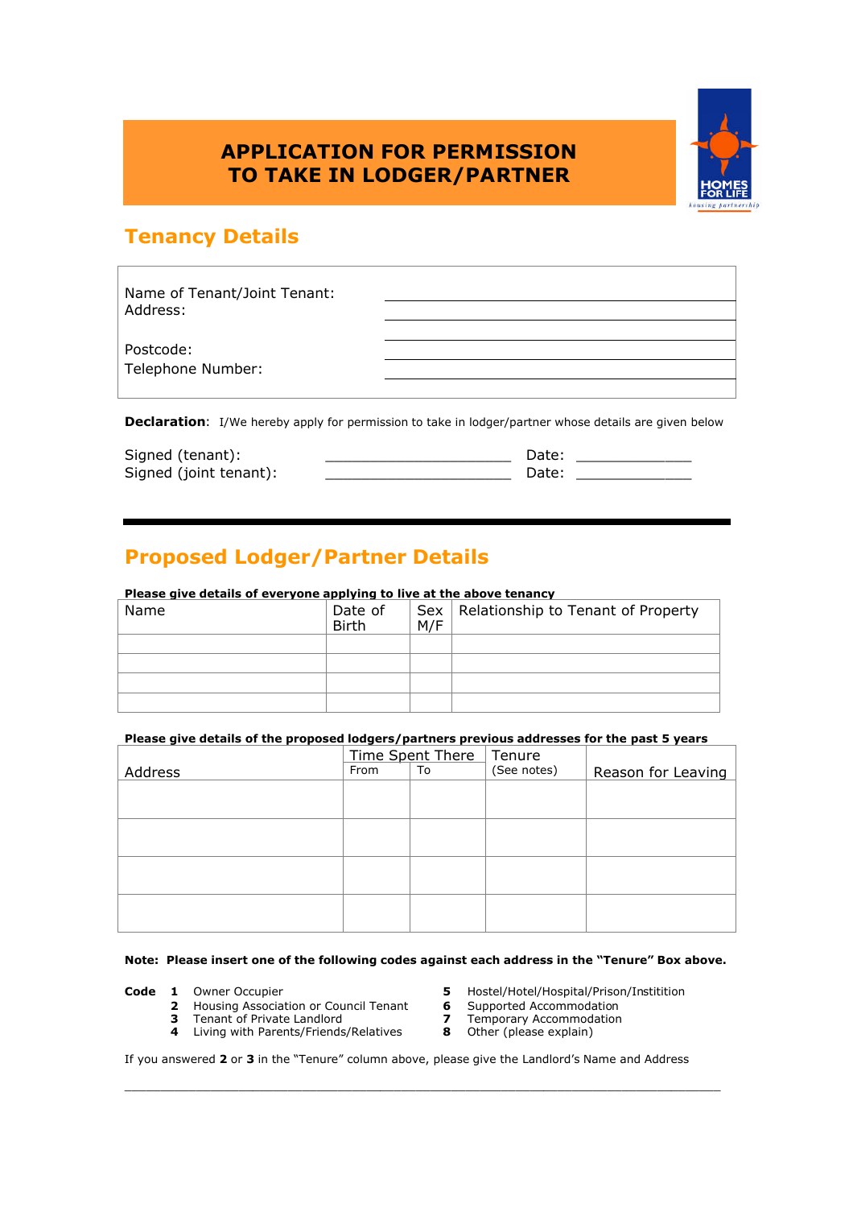# APPLICATION FOR PERMISSION TO TAKE IN LODGER/PARTNER

HOMES FOR LIFE
housing partnership

## Tenancy Details

Name of Tenant/Joint Tenant: ______________________________
Address: ______________________________
______________________________
Postcode: ______________________________
Telephone Number: ______________________________

**Declaration**: I/We hereby apply for permission to take in lodger/partner whose details are given below

Signed (tenant): ______________________ Date: _____________
Signed (joint tenant): ______________________ Date: _____________

## Proposed Lodger/Partner Details

**Please give details of everyone applying to live at the above tenancy**

| Name | Date of Birth | Sex M/F | Relationship to Tenant of Property |
|---|---|---|---|
| | | | |
| | | | |
| | | | |
| | | | |

**Please give details of the proposed lodgers/partners previous addresses for the past 5 years**

| Address | Time Spent There | | Tenure (See notes) | Reason for Leaving |
|---|---|---|---|---|
| | From | To | | |
| | | | | |
| | | | | |
| | | | | |
| | | | | |

**Note: Please insert one of the following codes against each address in the "Tenure" Box above.**

**Code**
- **1** Owner Occupier
- **2** Housing Association or Council Tenant
- **3** Tenant of Private Landlord
- **4** Living with Parents/Friends/Relatives
- **5** Hostel/Hotel/Hospital/Prison/Institition
- **6** Supported Accommodation
- **7** Temporary Accommodation
- **8** Other (please explain)

If you answered **2** or **3** in the "Tenure" column above, please give the Landlord's Name and Address

______________________________________________________________________________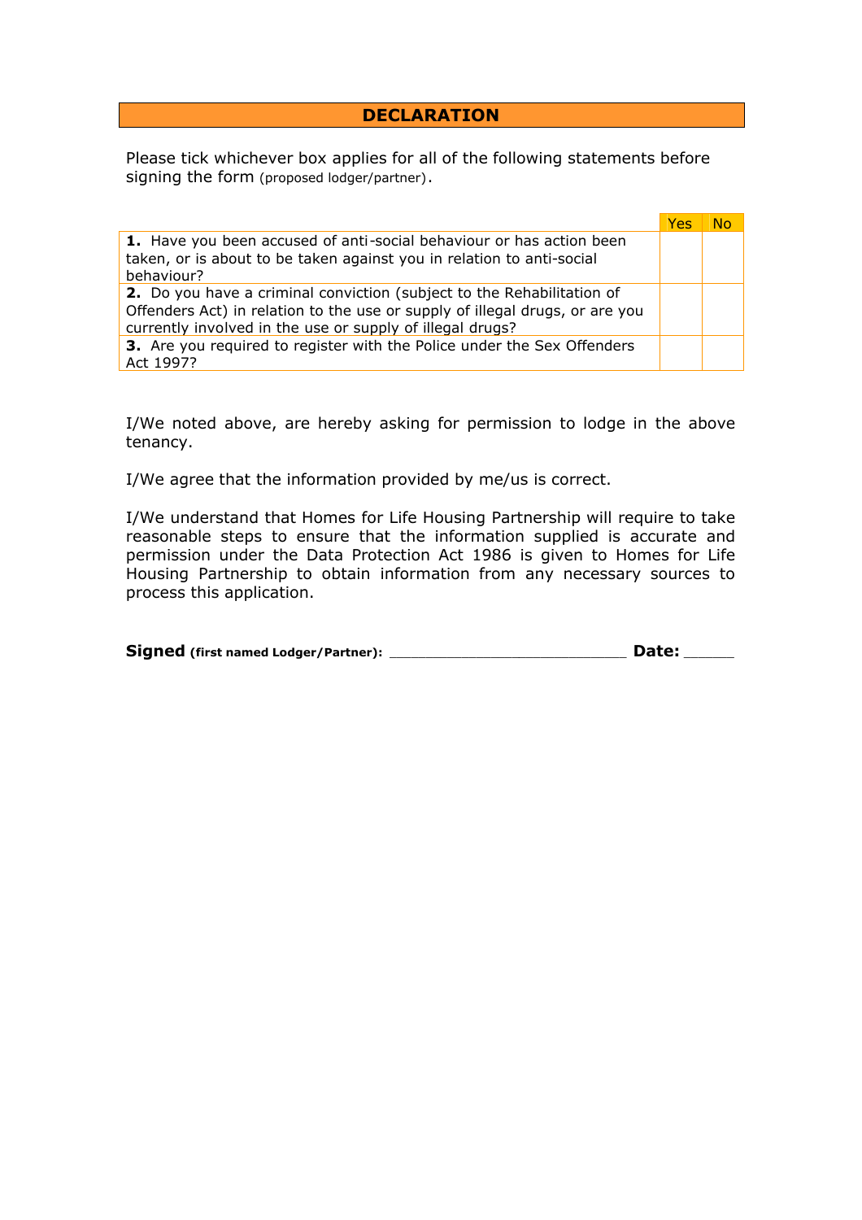## DECLARATION

Please tick whichever box applies for all of the following statements before signing the form (proposed lodger/partner).

| | Yes | No |
|---|---|---|
| **1.** Have you been accused of anti-social behaviour or has action been taken, or is about to be taken against you in relation to anti-social behaviour? | | |
| **2.** Do you have a criminal conviction (subject to the Rehabilitation of Offenders Act) in relation to the use or supply of illegal drugs, or are you currently involved in the use or supply of illegal drugs? | | |
| **3.** Are you required to register with the Police under the Sex Offenders Act 1997? | | |

I/We noted above, are hereby asking for permission to lodge in the above tenancy.

I/We agree that the information provided by me/us is correct.

I/We understand that Homes for Life Housing Partnership will require to take reasonable steps to ensure that the information supplied is accurate and permission under the Data Protection Act 1986 is given to Homes for Life Housing Partnership to obtain information from any necessary sources to process this application.

**Signed (first named Lodger/Partner):** __________________________ **Date:** _____